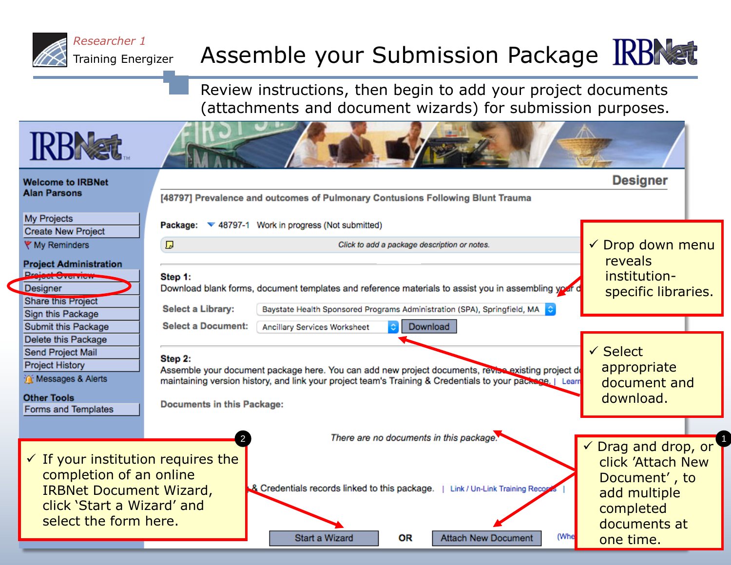Researcher 1

Training Energizer

# Assemble your Submission Package

Review instructions, then begin to add your project documents (attachments and document wizards) for submission purposes.

**Welcome to IRBNet**
**Alan Parsons**

- My Projects
- Create New Project
- My Reminders

**Project Administration**

- Project Overview
- Designer
- Share this Project
- Sign this Package
- Submit this Package
- Delete this Package
- Send Project Mail
- Project History
- Messages & Alerts

**Other Tools**

- Forms and Templates

**Designer**

**[48797] Prevalence and outcomes of Pulmonary Contusions Following Blunt Trauma**

**Package:** 48797-1 Work in progress (Not submitted)

*Click to add a package description or notes.*

**Step 1:**
Download blank forms, document templates and reference materials to assist you in assembling your d

**Select a Library:** Baystate Health Sponsored Programs Administration (SPA), Springfield, MA

**Select a Document:** Ancillary Services Worksheet — Download

**Step 2:**
Assemble your document package here. You can add new project documents, revise existing project d maintaining version history, and link your project team's Training & Credentials to your package. | Learn

**Documents in this Package:**

*There are no documents in this package.*

& Credentials records linked to this package. | Link / Un-Link Training Records |

Start a Wizard **OR** Attach New Document (Whe

- ✓ Drop down menu reveals institution-specific libraries.
- ✓ Select appropriate document and download.
- ✓ Drag and drop, or click 'Attach New Document', to add multiple completed documents at one time. (1)
- ✓ If your institution requires the completion of an online IRBNet Document Wizard, click 'Start a Wizard' and select the form here. (2)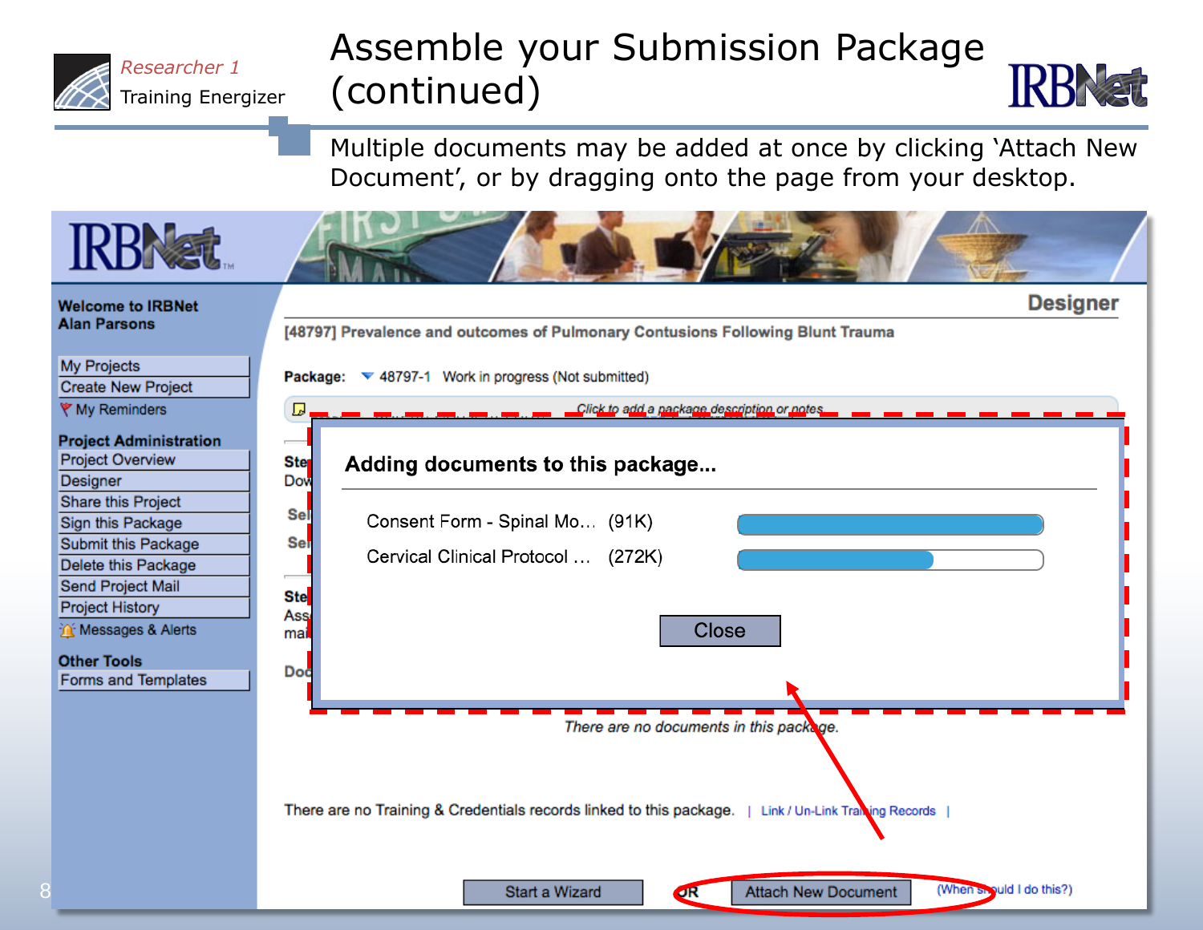# Assemble your Submission Package (continued)

Researcher 1 Training Energizer

Multiple documents may be added at once by clicking 'Attach New Document', or by dragging onto the page from your desktop.

Welcome to IRBNet
Alan Parsons

- My Projects
- Create New Project
- My Reminders

**Project Administration**

- Project Overview
- Designer
- Share this Project
- Sign this Package
- Submit this Package
- Delete this Package
- Send Project Mail
- Project History
- Messages & Alerts

**Other Tools**

- Forms and Templates

**Designer**

[48797] Prevalence and outcomes of Pulmonary Contusions Following Blunt Trauma

**Package:** 48797-1 Work in progress (Not submitted)

*Click to add a package description or notes*

## Adding documents to this package...

| | |
|---|---|
| Consent Form - Spinal Mo... | (91K) |
| Cervical Clinical Protocol ... | (272K) |

Close

*There are no documents in this package.*

There are no Training & Credentials records linked to this package. | Link / Un-Link Training Records |

Start a Wizard OR Attach New Document (When should I do this?)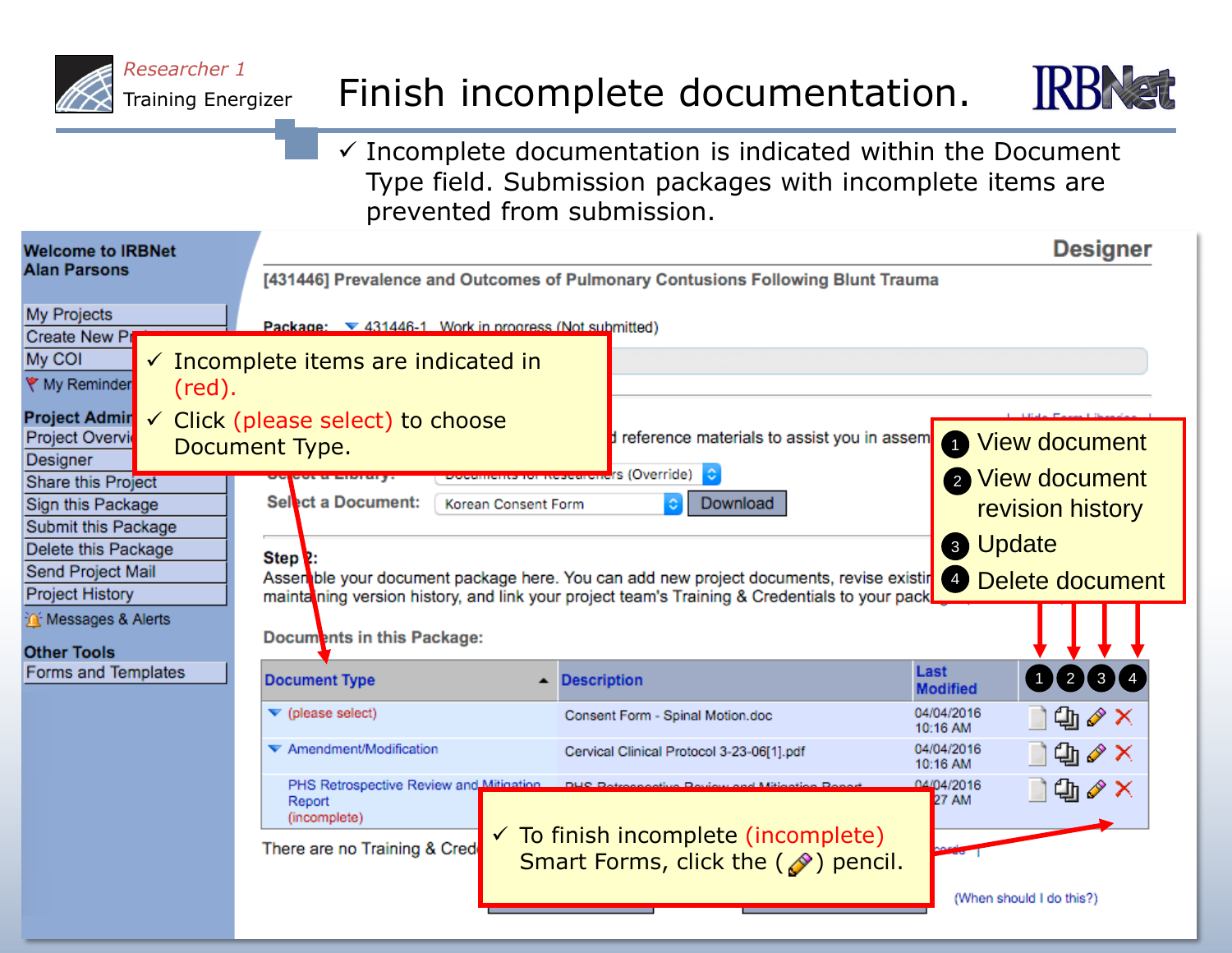Researcher 1

Training Energizer

# Finish incomplete documentation.

- ✓ Incomplete documentation is indicated within the Document Type field. Submission packages with incomplete items are prevented from submission.

**Welcome to IRBNet**
**Alan Parsons**

- My Projects
- Create New Pr...
- My COI
- My Reminder...

**Project Admin**

- Project Overvi...
- Designer
- Share this Project
- Sign this Package
- Submit this Package
- Delete this Package
- Send Project Mail
- Project History
- Messages & Alerts

**Other Tools**

- Forms and Templates

**Designer**

**[431446] Prevalence and Outcomes of Pulmonary Contusions Following Blunt Trauma**

**Package:** 431446-1 Work in progress (Not submitted)

- ✓ Incomplete items are indicated in (red).
- ✓ Click (please select) to choose Document Type.

...d reference materials to assist you in assem...

**Select a Library:** Documents for Researchers (Override)

**Select a Document:** Korean Consent Form — Download

**Step 2:**
Assemble your document package here. You can add new project documents, revise existin... maintaining version history, and link your project team's Training & Credentials to your pack...

1. View document
2. View document revision history
3. Update
4. Delete document

**Documents in this Package:**

| Document Type | Description | Last Modified | 1 | 2 | 3 | 4 |
|---|---|---|---|---|---|---|
| (please select) | Consent Form - Spinal Motion.doc | 04/04/2016 10:16 AM | | | | |
| Amendment/Modification | Cervical Clinical Protocol 3-23-06[1].pdf | 04/04/2016 10:16 AM | | | | |
| PHS Retrospective Review and Mitigation Report (incomplete) | PHS Retrospective Review and Mitigation Report | 04/04/2016 ...27 AM | | | | |

There are no Training & Cred...

- ✓ To finish incomplete (incomplete) Smart Forms, click the ( ) pencil.

(When should I do this?)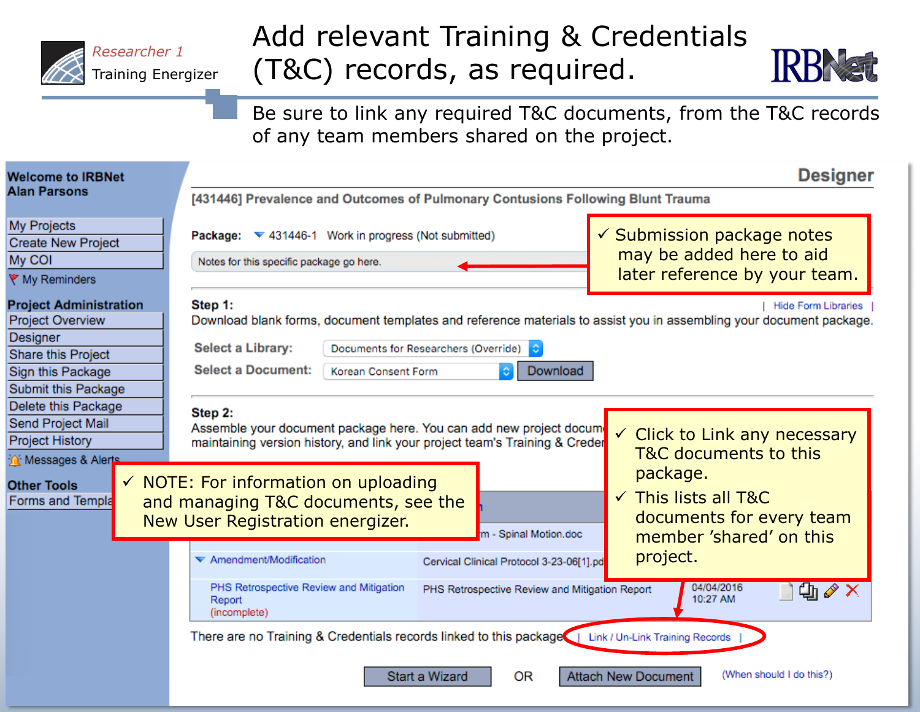Researcher 1
Training Energizer

# Add relevant Training & Credentials (T&C) records, as required.

IRBNet

Be sure to link any required T&C documents, from the T&C records of any team members shared on the project.

Welcome to IRBNet
Alan Parsons

- My Projects
- Create New Project
- My COI
- My Reminders

**Project Administration**

- Project Overview
- Designer
- Share this Project
- Sign this Package
- Submit this Package
- Delete this Package
- Send Project Mail
- Project History
- Messages & Alerts

**Other Tools**

- Forms and Templa

**Designer**

**[431446] Prevalence and Outcomes of Pulmonary Contusions Following Blunt Trauma**

**Package:** 431446-1 Work in progress (Not submitted)

Notes for this specific package go here.

✓ Submission package notes may be added here to aid later reference by your team.

**Step 1:**
Download blank forms, document templates and reference materials to assist you in assembling your document package.

| Hide Form Libraries |

**Select a Library:** Documents for Researchers (Override)

**Select a Document:** Korean Consent Form [Download]

**Step 2:**
Assemble your document package here. You can add new project docum... maintaining version history, and link your project team's Training & Creden...

✓ NOTE: For information on uploading and managing T&C documents, see the New User Registration energizer.

✓ Click to Link any necessary T&C documents to this package.

✓ This lists all T&C documents for every team member 'shared' on this project.

| | | |
|---|---|---|
| | ...m - Spinal Motion.doc | |
| Amendment/Modification | Cervical Clinical Protocol 3-23-06[1].pd... | |
| PHS Retrospective Review and Mitigation Report (incomplete) | PHS Retrospective Review and Mitigation Report | 04/04/2016 10:27 AM |

There are no Training & Credentials records linked to this package. | Link / Un-Link Training Records |

[Start a Wizard] OR [Attach New Document] (When should I do this?)